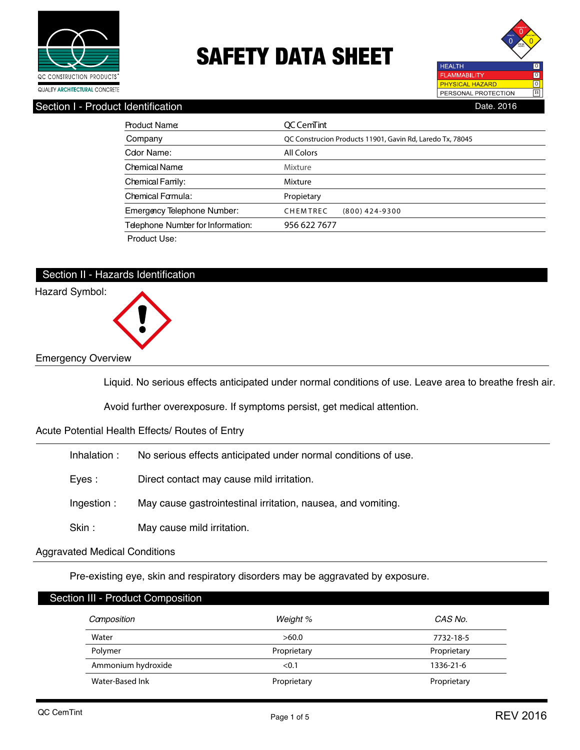QC CONSTRUCTION PRODUCTS®

QUALITY ARCHITECTURAL CONCRETE

# SAFETY DATA SHEET

| | |
|---|---|
| HEALTH | 0 |
| FLAMMABILITY | 0 |
| PHYSICAL HAZARD | 0 |
| PERSONAL PROTECTION | B |

## Section I - Product Identification

Date. 2016

| | |
|---|---|
| Product Name: | QC CemTint |
| Company | QC Construcion Products 11901, Gavin Rd, Laredo Tx, 78045 |
| Color Name: | All Colors |
| Chemical Name: | Mixture |
| Chemical Family: | Mixture |
| Chemical Formula: | Propietary |
| Emergency Telephone Number: | CHEMTREC (800) 424-9300 |
| Telephone Number for Information: | 956 622 7677 |

Product Use:

## Section II - Hazards Identification

Hazard Symbol:

### Emergency Overview

Liquid. No serious effects anticipated under normal conditions of use. Leave area to breathe fresh air.

Avoid further overexposure. If symptoms persist, get medical attention.

### Acute Potential Health Effects/ Routes of Entry

Inhalation : No serious effects anticipated under normal conditions of use.

Eyes : Direct contact may cause mild irritation.

Ingestion : May cause gastrointestinal irritation, nausea, and vomiting.

Skin : May cause mild irritation.

### Aggravated Medical Conditions

Pre-existing eye, skin and respiratory disorders may be aggravated by exposure.

## Section III - Product Composition

| *Composition* | *Weight %* | *CAS No.* |
|---|---|---|
| Water | >60.0 | 7732-18-5 |
| Polymer | Proprietary | Proprietary |
| Ammonium hydroxide | <0.1 | 1336-21-6 |
| Water-Based Ink | Proprietary | Proprietary |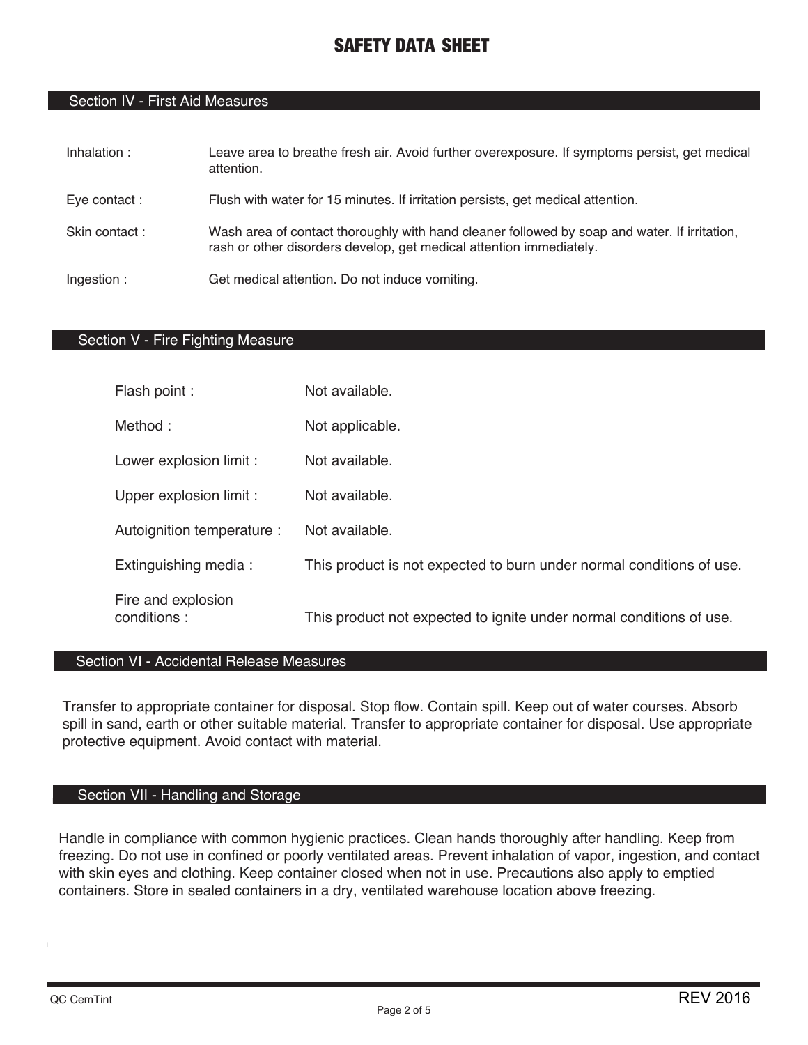# SAFETY DATA SHEET

## Section IV - First Aid Measures

| | |
|---|---|
| Inhalation : | Leave area to breathe fresh air. Avoid further overexposure. If symptoms persist, get medical attention. |
| Eye contact : | Flush with water for 15 minutes. If irritation persists, get medical attention. |
| Skin contact : | Wash area of contact thoroughly with hand cleaner followed by soap and water. If irritation, rash or other disorders develop, get medical attention immediately. |
| Ingestion : | Get medical attention. Do not induce vomiting. |

## Section V - Fire Fighting Measure

| | |
|---|---|
| Flash point : | Not available. |
| Method : | Not applicable. |
| Lower explosion limit : | Not available. |
| Upper explosion limit : | Not available. |
| Autoignition temperature : | Not available. |
| Extinguishing media : | This product is not expected to burn under normal conditions of use. |
| Fire and explosion conditions : | This product not expected to ignite under normal conditions of use. |

## Section VI - Accidental Release Measures

Transfer to appropriate container for disposal. Stop flow. Contain spill. Keep out of water courses. Absorb spill in sand, earth or other suitable material. Transfer to appropriate container for disposal. Use appropriate protective equipment. Avoid contact with material.

## Section VII - Handling and Storage

Handle in compliance with common hygienic practices. Clean hands thoroughly after handling. Keep from freezing. Do not use in confined or poorly ventilated areas. Prevent inhalation of vapor, ingestion, and contact with skin eyes and clothing. Keep container closed when not in use. Precautions also apply to emptied containers. Store in sealed containers in a dry, ventilated warehouse location above freezing.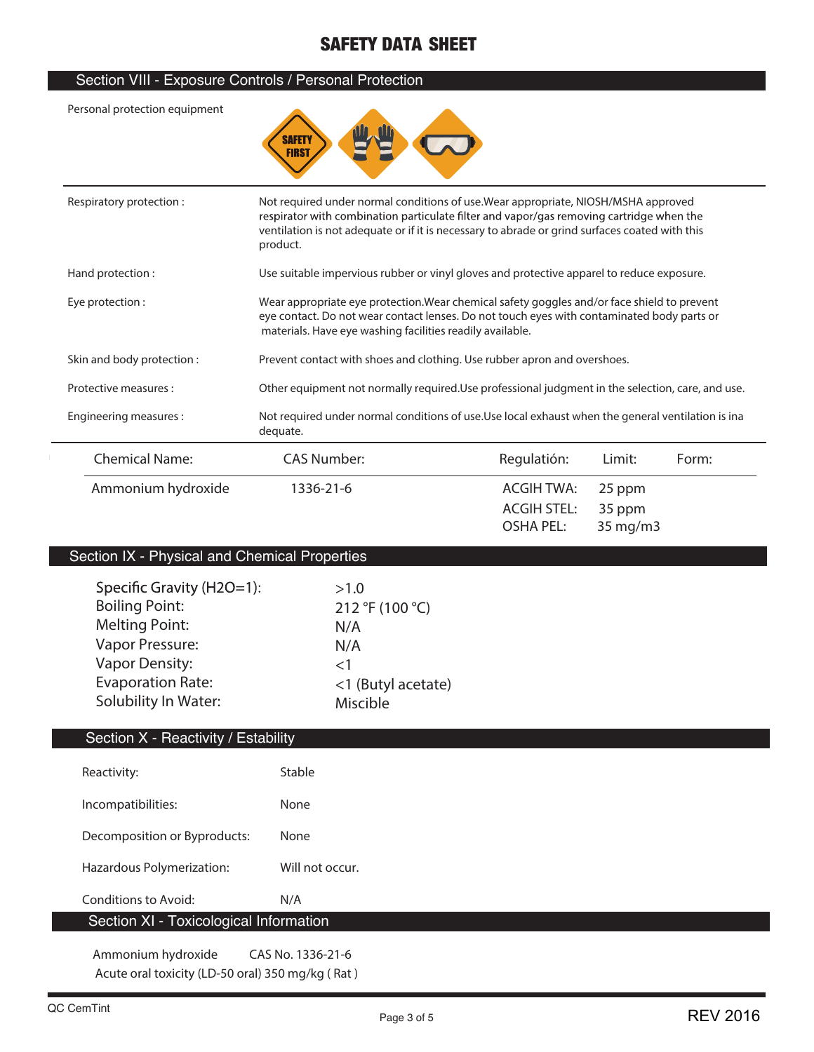# SAFETY DATA SHEET

## Section VIII - Exposure Controls / Personal Protection

| | |
|---|---|
| Personal protection equipment | |
| Respiratory protection : | Not required under normal conditions of use.Wear appropriate, NIOSH/MSHA approved respirator with combination particulate filter and vapor/gas removing cartridge when the ventilation is not adequate or if it is necessary to abrade or grind surfaces coated with this product. |
| Hand protection : | Use suitable impervious rubber or vinyl gloves and protective apparel to reduce exposure. |
| Eye protection : | Wear appropriate eye protection.Wear chemical safety goggles and/or face shield to prevent eye contact. Do not wear contact lenses. Do not touch eyes with contaminated body parts or materials. Have eye washing facilities readily available. |
| Skin and body protection : | Prevent contact with shoes and clothing. Use rubber apron and overshoes. |
| Protective measures : | Other equipment not normally required.Use professional judgment in the selection, care, and use. |
| Engineering measures : | Not required under normal conditions of use.Use local exhaust when the general ventilation is ina dequate. |

| Chemical Name: | CAS Number: | Regulatión: | Limit: | Form: |
|---|---|---|---|---|
| Ammonium hydroxide | 1336-21-6 | ACGIH TWA: | 25 ppm | |
| | | ACGIH STEL: | 35 ppm | |
| | | OSHA PEL: | 35 mg/m3 | |

## Section IX - Physical and Chemical Properties

| | |
|---|---|
| Specific Gravity (H2O=1): | >1.0 |
| Boiling Point: | 212 °F (100 °C) |
| Melting Point: | N/A |
| Vapor Pressure: | N/A |
| Vapor Density: | <1 |
| Evaporation Rate: | <1 (Butyl acetate) |
| Solubility In Water: | Miscible |

## Section X - Reactivity / Estability

| | |
|---|---|
| Reactivity: | Stable |
| Incompatibilities: | None |
| Decomposition or Byproducts: | None |
| Hazardous Polymerization: | Will not occur. |
| Conditions to Avoid: | N/A |

## Section XI - Toxicological Information

Ammonium hydroxide CAS No. 1336-21-6

Acute oral toxicity (LD-50 oral) 350 mg/kg ( Rat )

QC CemTint

REV 2016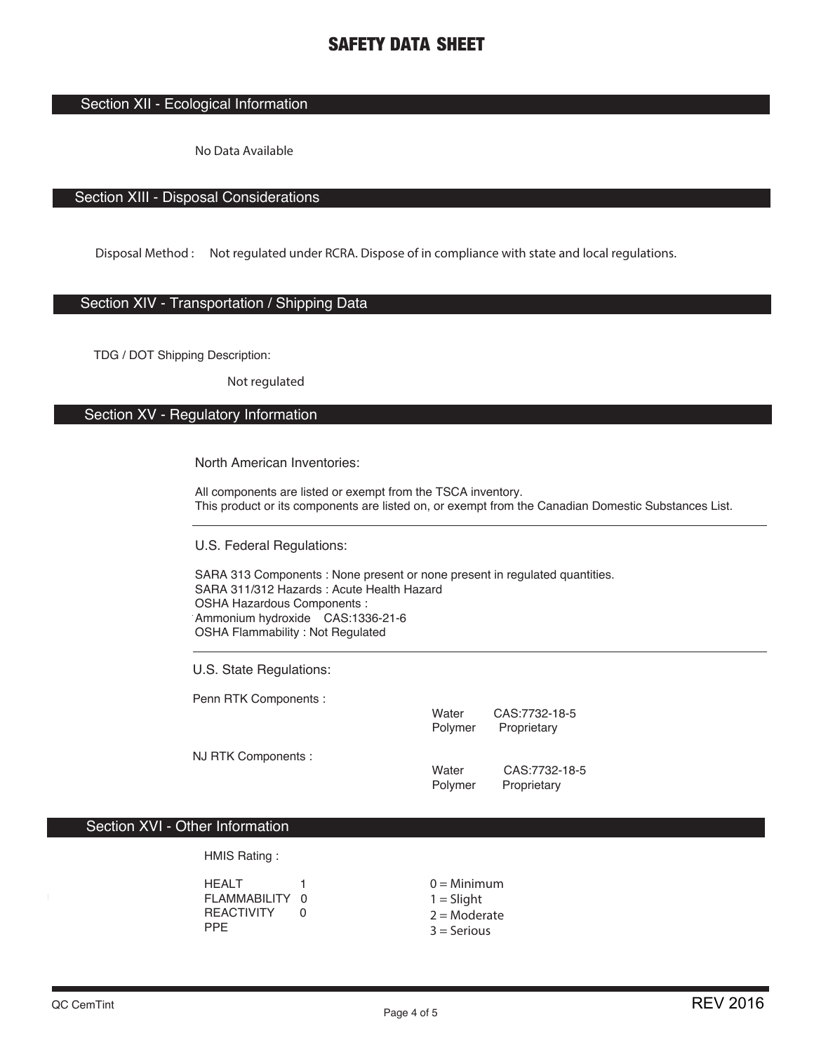# SAFETY DATA SHEET

## Section XII - Ecological Information

No Data Available

## Section XIII - Disposal Considerations

Disposal Method : Not regulated under RCRA. Dispose of in compliance with state and local regulations.

## Section XIV - Transportation / Shipping Data

TDG / DOT Shipping Description:

Not regulated

## Section XV - Regulatory Information

North American Inventories:

All components are listed or exempt from the TSCA inventory.
This product or its components are listed on, or exempt from the Canadian Domestic Substances List.

U.S. Federal Regulations:

SARA 313 Components : None present or none present in regulated quantities.
SARA 311/312 Hazards : Acute Health Hazard
OSHA Hazardous Components :
Ammonium hydroxide CAS:1336-21-6
OSHA Flammability : Not Regulated

U.S. State Regulations:

Penn RTK Components :

| | |
|---|---|
| Water | CAS:7732-18-5 |
| Polymer | Proprietary |

NJ RTK Components :

| | |
|---|---|
| Water | CAS:7732-18-5 |
| Polymer | Proprietary |

## Section XVI - Other Information

HMIS Rating :

| | |
|---|---|
| HEALT | 1 |
| FLAMMABILITY | 0 |
| REACTIVITY | 0 |
| PPE | |

0 = Minimum
1 = Slight
2 = Moderate
3 = Serious

QC CemTint REV 2016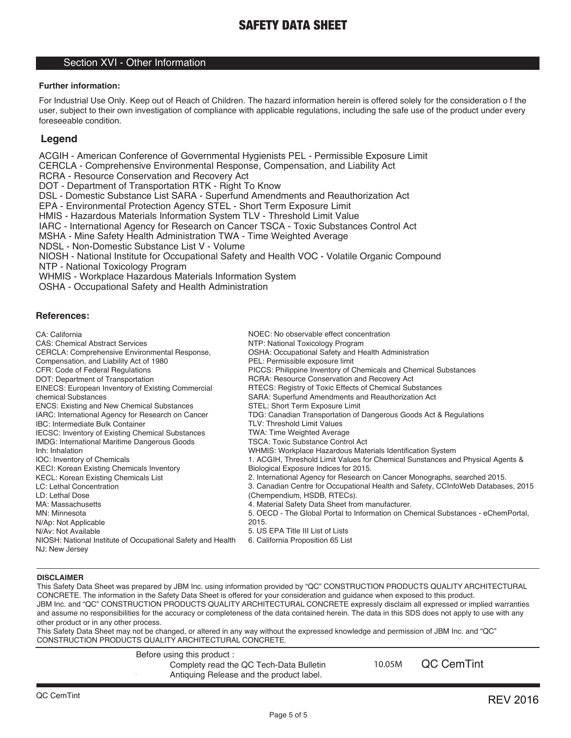## Section XVI - Other Information

**Further information:**

For Industrial Use Only. Keep out of Reach of Children. The hazard information herein is offered solely for the consideration o f the user, subject to their own investigation of compliance with applicable regulations, including the safe use of the product under every foreseeable condition.

### Legend

ACGIH - American Conference of Governmental Hygienists PEL - Permissible Exposure Limit
CERCLA - Comprehensive Environmental Response, Compensation, and Liability Act
RCRA - Resource Conservation and Recovery Act
DOT - Department of Transportation RTK - Right To Know
DSL - Domestic Substance List SARA - Superfund Amendments and Reauthorization Act
EPA - Environmental Protection Agency STEL - Short Term Exposure Limit
HMIS - Hazardous Materials Information System TLV - Threshold Limit Value
IARC - International Agency for Research on Cancer TSCA - Toxic Substances Control Act
MSHA - Mine Safety Health Administration TWA - Time Weighted Average
NDSL - Non-Domestic Substance List V - Volume
NIOSH - National Institute for Occupational Safety and Health VOC - Volatile Organic Compound
NTP - National Toxicology Program
WHMIS - Workplace Hazardous Materials Information System
OSHA - Occupational Safety and Health Administration

**References:**

CA: California
CAS: Chemical Abstract Services
CERCLA: Comprehensive Environmental Response, Compensation, and Liability Act of 1980
CFR: Code of Federal Regulations
DOT: Department of Transportation
EINECS: European Inventory of Existing Commercial chemical Substances
ENCS: Existing and New Chemical Substances
IARC: International Agency for Research on Cancer
IBC: Intermediate Bulk Container
IECSC: Inventory of Existing Chemical Substances
IMDG: International Maritime Dangerous Goods
Inh: Inhalation
IOC: Inventory of Chemicals
KECI: Korean Existing Chemicals Inventory
KECL: Korean Existing Chemicals List
LC: Lethal Concentration
LD: Lethal Dose
MA: Massachusetts
MN: Minnesota
N/Ap: Not Applicable
N/Av: Not Available
NIOSH: National Institute of Occupational Safety and Health
NJ: New Jersey
NOEC: No observable effect concentration
NTP: National Toxicology Program
OSHA: Occupational Safety and Health Administration
PEL: Permissible exposure limit
PICCS: Philippine Inventory of Chemicals and Chemical Substances
RCRA: Resource Conservation and Recovery Act
RTECS: Registry of Toxic Effects of Chemical Substances
SARA: Superfund Amendments and Reauthorization Act
STEL: Short Term Exposure Limit
TDG: Canadian Transportation of Dangerous Goods Act & Regulations
TLV: Threshold Limit Values
TWA: Time Weighted Average
TSCA: Toxic Substance Control Act
WHMIS: Workplace Hazardous Materials Identification System

1. ACGIH, Threshold Limit Values for Chemical Sunstances and Physical Agents & Biological Exposure Indices for 2015.
2. International Agency for Research on Cancer Monographs, searched 2015.
3. Canadian Centre for Occupational Health and Safety, CCInfoWeb Databases, 2015 (Chempendium, HSDB, RTECs).
4. Material Safety Data Sheet from manufacturer.
5. OECD - The Global Portal to Information on Chemical Substances - eChemPortal, 2015.
5. US EPA Title III List of Lists
6. California Proposition 65 List

**DISCLAIMER**

This Safety Data Sheet was prepared by JBM Inc. using information provided by "QC" CONSTRUCTION PRODUCTS QUALITY ARCHITECTURAL CONCRETE. The information in the Safety Data Sheet is offered for your consideration and guidance when exposed to this product. JBM Inc. and "QC" CONSTRUCTION PRODUCTS QUALITY ARCHITECTURAL CONCRETE expressly disclaim all expressed or implied warranties and assume no responsibilities for the accuracy or completeness of the data contained herein. The data in this SDS does not apply to use with any other product or in any other process.
This Safety Data Sheet may not be changed, or altered in any way without the expressed knowledge and permission of JBM Inc. and "QC" CONSTRUCTION PRODUCTS QUALITY ARCHITECTURAL CONCRETE.

Before using this product :
Complety read the QC Tech-Data Bulletin
Antiquing Release and the product label.

10.05M QC CemTint